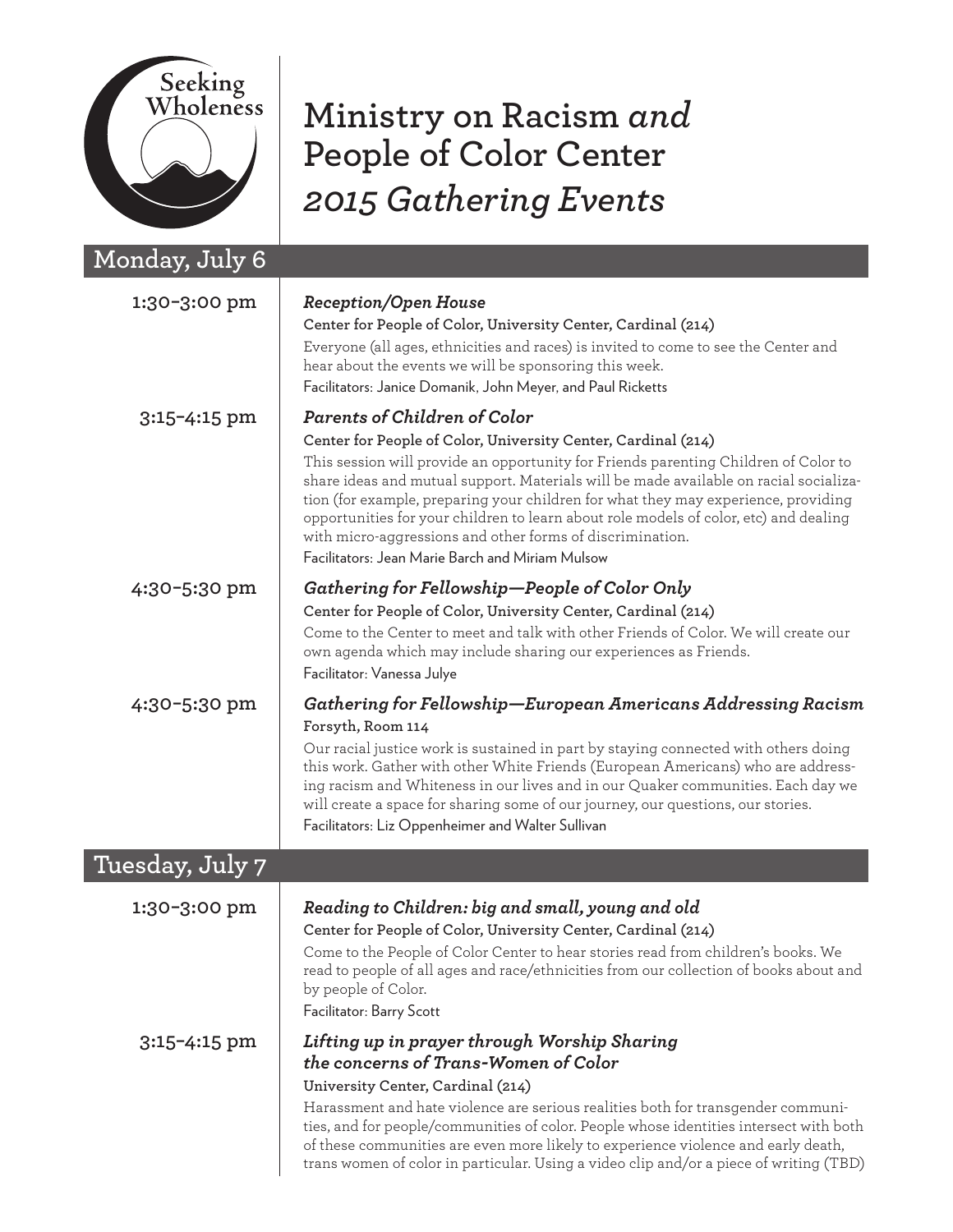Seeking Wholeness

# Ministry on Racism *and* People of Color Center *2015 Gathering Events*

## Monday, July 6

**1:30–3:00 pm**

***Reception/Open House***

**Center for People of Color, University Center, Cardinal (214)**

Everyone (all ages, ethnicities and races) is invited to come to see the Center and hear about the events we will be sponsoring this week.

Facilitators: Janice Domanik, John Meyer, and Paul Ricketts

**3:15–4:15 pm**

***Parents of Children of Color***

**Center for People of Color, University Center, Cardinal (214)**

This session will provide an opportunity for Friends parenting Children of Color to share ideas and mutual support. Materials will be made available on racial socialization (for example, preparing your children for what they may experience, providing opportunities for your children to learn about role models of color, etc) and dealing with micro-aggressions and other forms of discrimination.

Facilitators: Jean Marie Barch and Miriam Mulsow

**4:30–5:30 pm**

***Gathering for Fellowship—People of Color Only***

**Center for People of Color, University Center, Cardinal (214)**

Come to the Center to meet and talk with other Friends of Color. We will create our own agenda which may include sharing our experiences as Friends.

Facilitator: Vanessa Julye

**4:30–5:30 pm**

***Gathering for Fellowship—European Americans Addressing Racism***

**Forsyth, Room 114**

Our racial justice work is sustained in part by staying connected with others doing this work. Gather with other White Friends (European Americans) who are addressing racism and Whiteness in our lives and in our Quaker communities. Each day we will create a space for sharing some of our journey, our questions, our stories.

Facilitators: Liz Oppenheimer and Walter Sullivan

## Tuesday, July 7

**1:30–3:00 pm**

***Reading to Children: big and small, young and old***

**Center for People of Color, University Center, Cardinal (214)**

Come to the People of Color Center to hear stories read from children's books. We read to people of all ages and race/ethnicities from our collection of books about and by people of Color.

Facilitator: Barry Scott

**3:15–4:15 pm**

***Lifting up in prayer through Worship Sharing the concerns of Trans-Women of Color***

**University Center, Cardinal (214)**

Harassment and hate violence are serious realities both for transgender communities, and for people/communities of color. People whose identities intersect with both of these communities are even more likely to experience violence and early death, trans women of color in particular. Using a video clip and/or a piece of writing (TBD)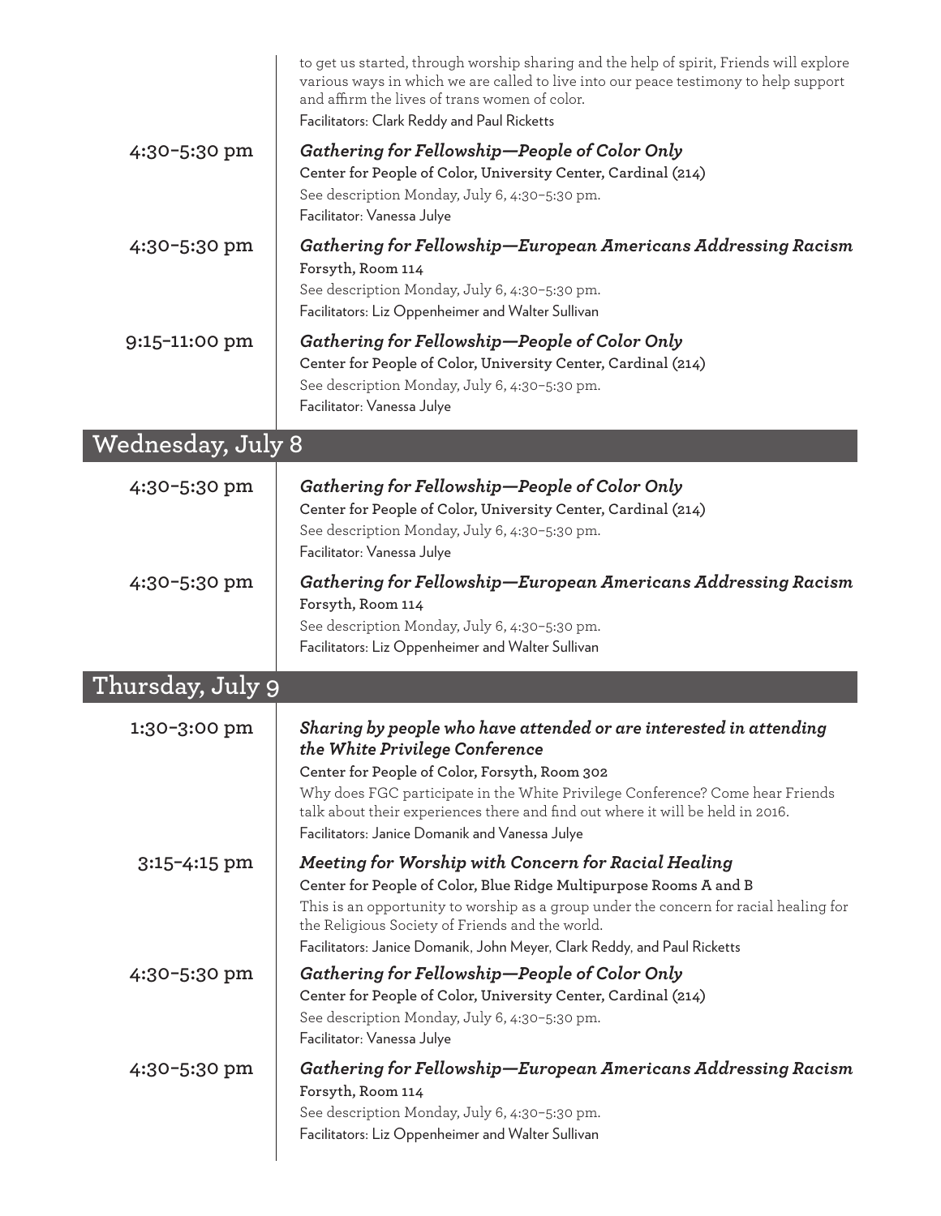to get us started, through worship sharing and the help of spirit, Friends will explore various ways in which we are called to live into our peace testimony to help support and affirm the lives of trans women of color.

Facilitators: Clark Reddy and Paul Ricketts

**4:30–5:30 pm**

***Gathering for Fellowship—People of Color Only***

**Center for People of Color, University Center, Cardinal (214)**

See description Monday, July 6, 4:30–5:30 pm.

Facilitator: Vanessa Julye

**4:30–5:30 pm**

***Gathering for Fellowship—European Americans Addressing Racism***

**Forsyth, Room 114**

See description Monday, July 6, 4:30–5:30 pm.

Facilitators: Liz Oppenheimer and Walter Sullivan

**9:15–11:00 pm**

***Gathering for Fellowship—People of Color Only***

**Center for People of Color, University Center, Cardinal (214)**

See description Monday, July 6, 4:30–5:30 pm.

Facilitator: Vanessa Julye

## Wednesday, July 8

**4:30–5:30 pm**

***Gathering for Fellowship—People of Color Only***

**Center for People of Color, University Center, Cardinal (214)**

See description Monday, July 6, 4:30–5:30 pm.

Facilitator: Vanessa Julye

**4:30–5:30 pm**

***Gathering for Fellowship—European Americans Addressing Racism***

**Forsyth, Room 114**

See description Monday, July 6, 4:30–5:30 pm.

Facilitators: Liz Oppenheimer and Walter Sullivan

## Thursday, July 9

**1:30–3:00 pm**

***Sharing by people who have attended or are interested in attending the White Privilege Conference***

**Center for People of Color, Forsyth, Room 302**

Why does FGC participate in the White Privilege Conference? Come hear Friends talk about their experiences there and find out where it will be held in 2016.

Facilitators: Janice Domanik and Vanessa Julye

**3:15–4:15 pm**

***Meeting for Worship with Concern for Racial Healing***

**Center for People of Color, Blue Ridge Multipurpose Rooms A and B**

This is an opportunity to worship as a group under the concern for racial healing for the Religious Society of Friends and the world.

Facilitators: Janice Domanik, John Meyer, Clark Reddy, and Paul Ricketts

**4:30–5:30 pm**

***Gathering for Fellowship—People of Color Only***

**Center for People of Color, University Center, Cardinal (214)**

See description Monday, July 6, 4:30–5:30 pm.

Facilitator: Vanessa Julye

**4:30–5:30 pm**

***Gathering for Fellowship—European Americans Addressing Racism***

**Forsyth, Room 114**

See description Monday, July 6, 4:30–5:30 pm.

Facilitators: Liz Oppenheimer and Walter Sullivan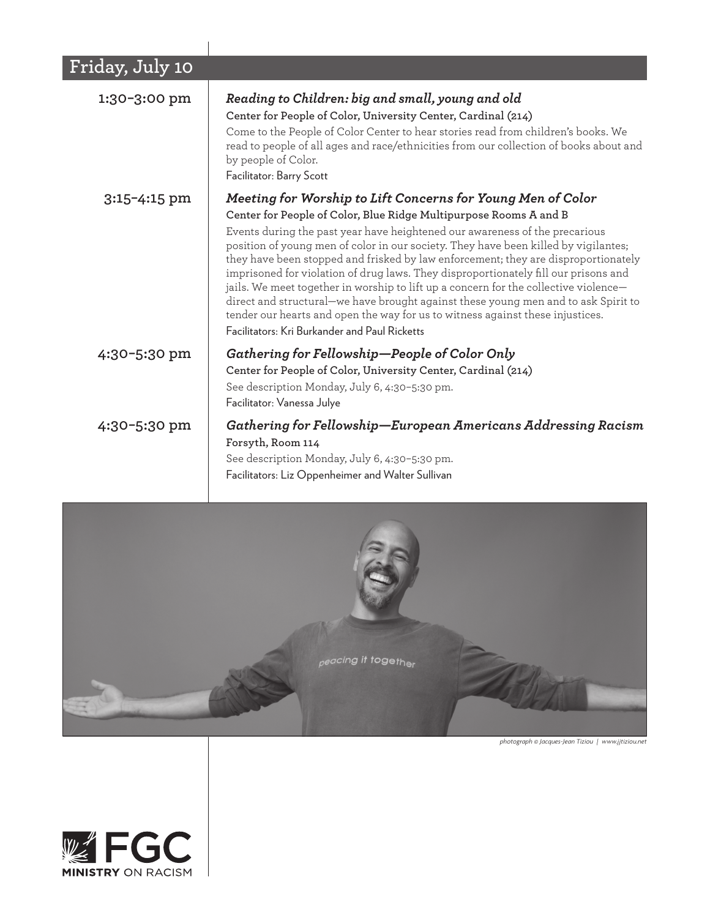## Friday, July 10

**1:30–3:00 pm**

***Reading to Children: big and small, young and old***

**Center for People of Color, University Center, Cardinal (214)**

Come to the People of Color Center to hear stories read from children's books. We read to people of all ages and race/ethnicities from our collection of books about and by people of Color.

Facilitator: Barry Scott

**3:15–4:15 pm**

***Meeting for Worship to Lift Concerns for Young Men of Color***

**Center for People of Color, Blue Ridge Multipurpose Rooms A and B**

Events during the past year have heightened our awareness of the precarious position of young men of color in our society. They have been killed by vigilantes; they have been stopped and frisked by law enforcement; they are disproportionately imprisoned for violation of drug laws. They disproportionately fill our prisons and jails. We meet together in worship to lift up a concern for the collective violence—direct and structural—we have brought against these young men and to ask Spirit to tender our hearts and open the way for us to witness against these injustices.

Facilitators: Kri Burkander and Paul Ricketts

**4:30–5:30 pm**

***Gathering for Fellowship—People of Color Only***

**Center for People of Color, University Center, Cardinal (214)**

See description Monday, July 6, 4:30–5:30 pm.

Facilitator: Vanessa Julye

**4:30–5:30 pm**

***Gathering for Fellowship—European Americans Addressing Racism***

**Forsyth, Room 114**

See description Monday, July 6, 4:30–5:30 pm.

Facilitators: Liz Oppenheimer and Walter Sullivan

*photograph © Jacques-Jean Tiziou | www.jjtiziou.net*

FGC MINISTRY ON RACISM